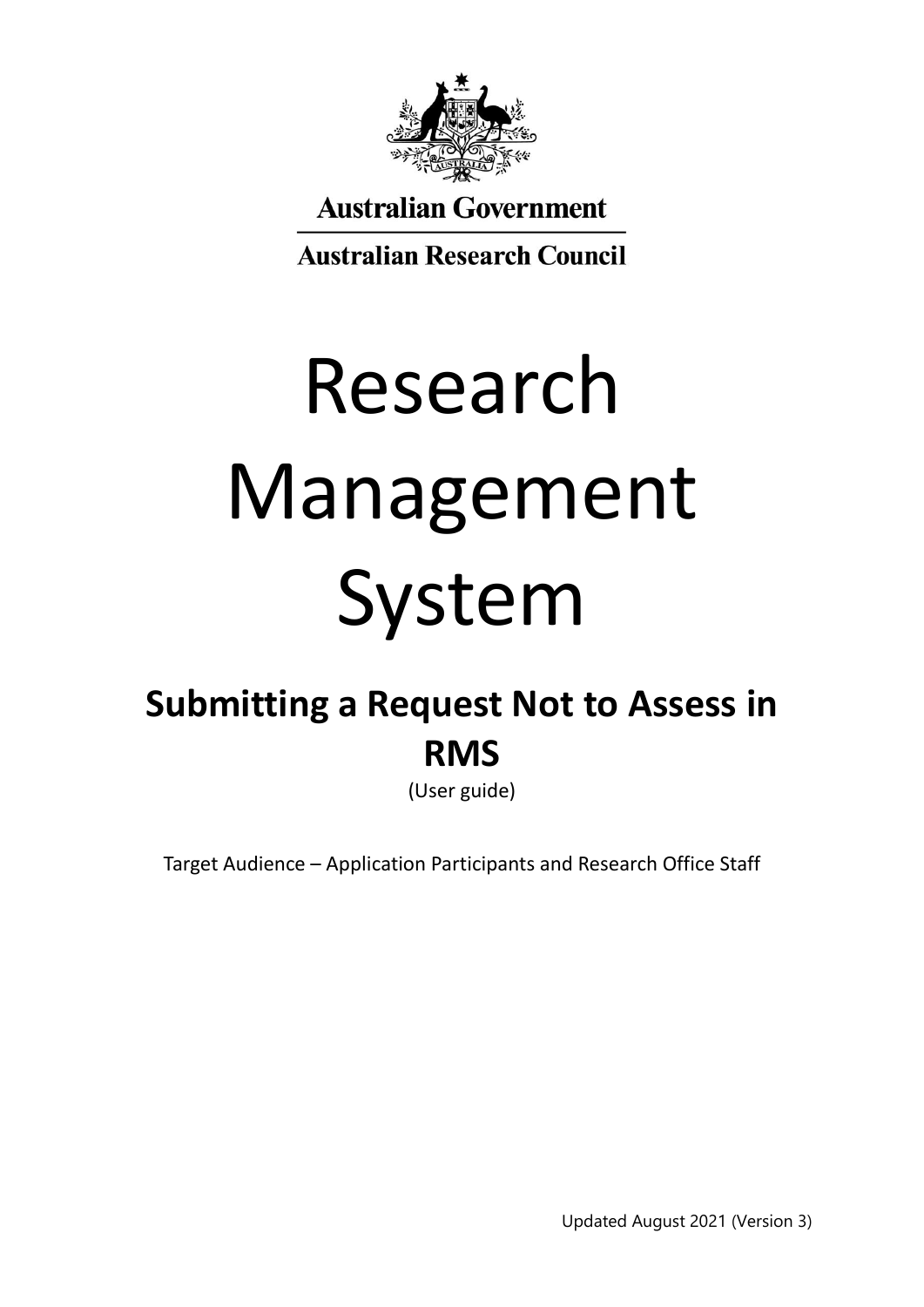Australian Government

Australian Research Council

# Research Management System

## Submitting a Request Not to Assess in RMS

(User guide)

Target Audience – Application Participants and Research Office Staff

Updated August 2021 (Version 3)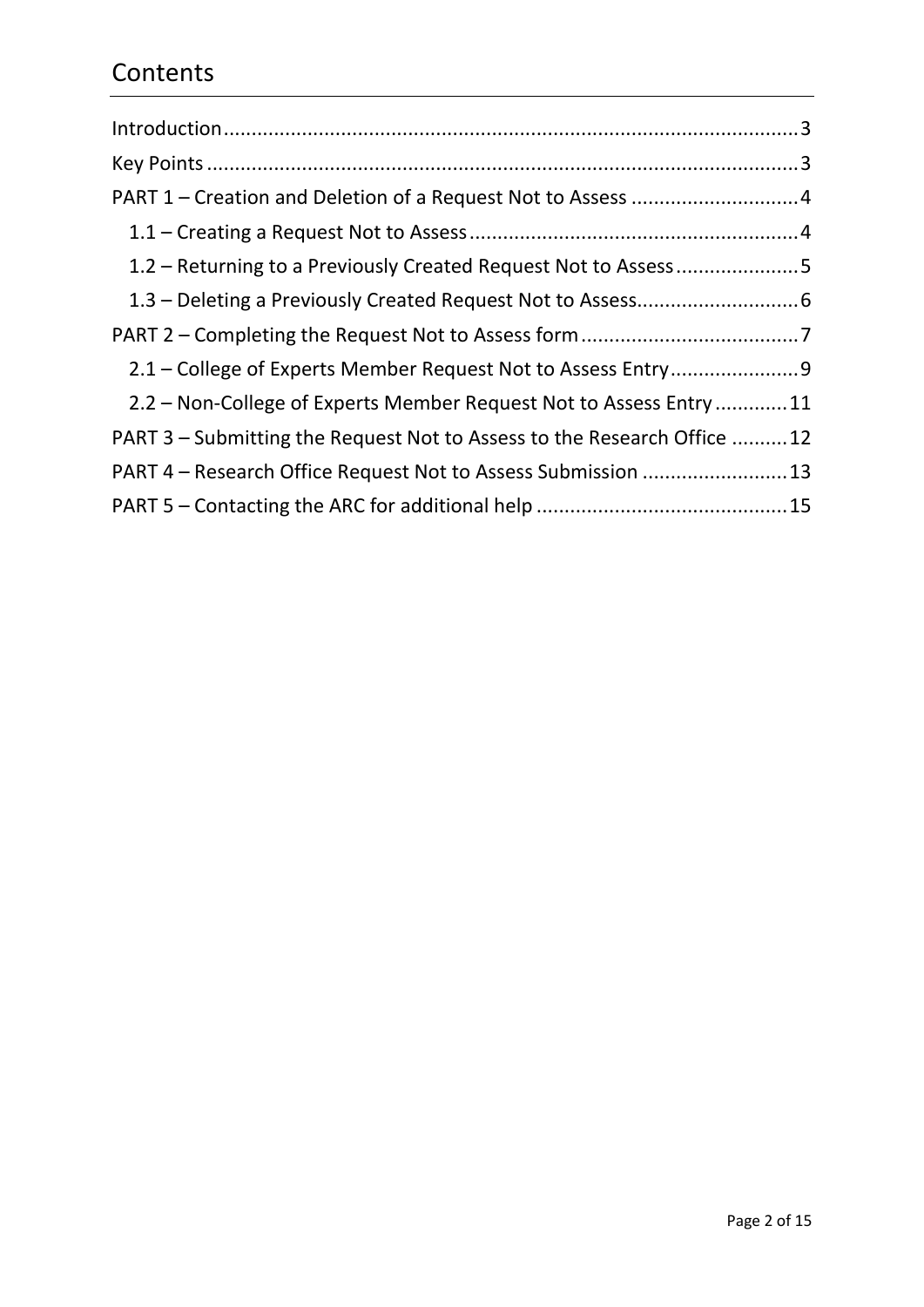# Contents

- Introduction....................3
- Key Points....................3
- PART 1 – Creation and Deletion of a Request Not to Assess....................4
  - 1.1 – Creating a Request Not to Assess....................4
  - 1.2 – Returning to a Previously Created Request Not to Assess....................5
  - 1.3 – Deleting a Previously Created Request Not to Assess....................6
- PART 2 – Completing the Request Not to Assess form....................7
  - 2.1 – College of Experts Member Request Not to Assess Entry....................9
  - 2.2 – Non-College of Experts Member Request Not to Assess Entry....................11
- PART 3 – Submitting the Request Not to Assess to the Research Office....................12
- PART 4 – Research Office Request Not to Assess Submission....................13
- PART 5 – Contacting the ARC for additional help....................15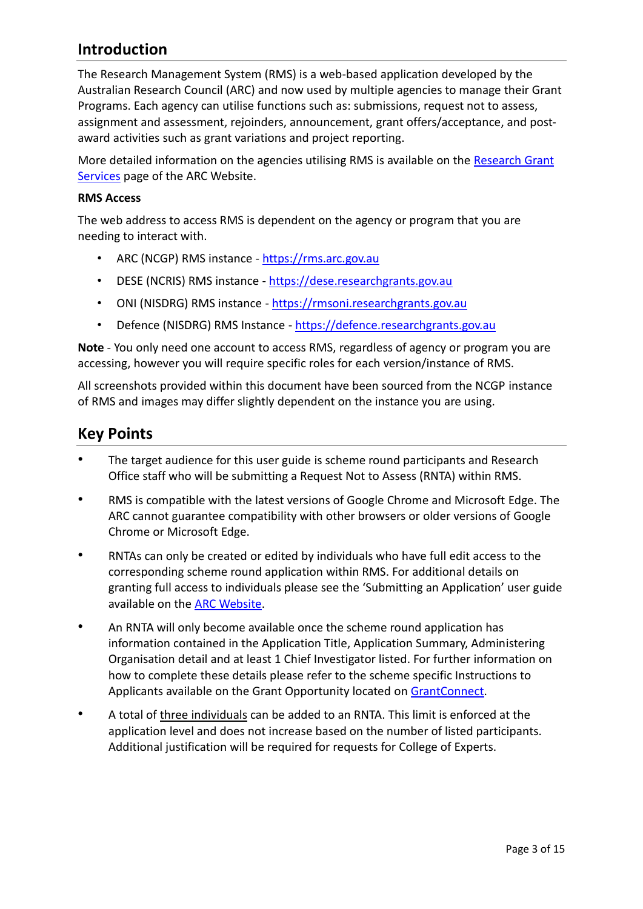## Introduction

The Research Management System (RMS) is a web-based application developed by the Australian Research Council (ARC) and now used by multiple agencies to manage their Grant Programs. Each agency can utilise functions such as: submissions, request not to assess, assignment and assessment, rejoinders, announcement, grant offers/acceptance, and post-award activities such as grant variations and project reporting.

More detailed information on the agencies utilising RMS is available on the [Research Grant Services]() page of the ARC Website.

**RMS Access**

The web address to access RMS is dependent on the agency or program that you are needing to interact with.

- ARC (NCGP) RMS instance - https://rms.arc.gov.au
- DESE (NCRIS) RMS instance - https://dese.researchgrants.gov.au
- ONI (NISDRG) RMS instance - https://rmsoni.researchgrants.gov.au
- Defence (NISDRG) RMS Instance - https://defence.researchgrants.gov.au

**Note** - You only need one account to access RMS, regardless of agency or program you are accessing, however you will require specific roles for each version/instance of RMS.

All screenshots provided within this document have been sourced from the NCGP instance of RMS and images may differ slightly dependent on the instance you are using.

## Key Points

- The target audience for this user guide is scheme round participants and Research Office staff who will be submitting a Request Not to Assess (RNTA) within RMS.
- RMS is compatible with the latest versions of Google Chrome and Microsoft Edge. The ARC cannot guarantee compatibility with other browsers or older versions of Google Chrome or Microsoft Edge.
- RNTAs can only be created or edited by individuals who have full edit access to the corresponding scheme round application within RMS. For additional details on granting full access to individuals please see the 'Submitting an Application' user guide available on the ARC Website.
- An RNTA will only become available once the scheme round application has information contained in the Application Title, Application Summary, Administering Organisation detail and at least 1 Chief Investigator listed. For further information on how to complete these details please refer to the scheme specific Instructions to Applicants available on the Grant Opportunity located on GrantConnect.
- A total of three individuals can be added to an RNTA. This limit is enforced at the application level and does not increase based on the number of listed participants. Additional justification will be required for requests for College of Experts.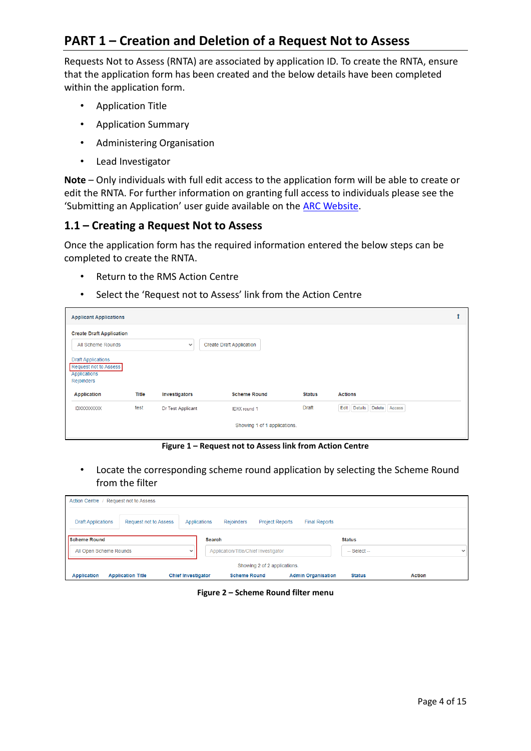# PART 1 – Creation and Deletion of a Request Not to Assess

Requests Not to Assess (RNTA) are associated by application ID. To create the RNTA, ensure that the application form has been created and the below details have been completed within the application form.

- Application Title
- Application Summary
- Administering Organisation
- Lead Investigator

**Note** – Only individuals with full edit access to the application form will be able to create or edit the RNTA. For further information on granting full access to individuals please see the 'Submitting an Application' user guide available on the [ARC Website](ARC Website).

## 1.1 – Creating a Request Not to Assess

Once the application form has the required information entered the below steps can be completed to create the RNTA.

- Return to the RMS Action Centre
- Select the 'Request not to Assess' link from the Action Centre

**Figure 1 – Request not to Assess link from Action Centre**

- Locate the corresponding scheme round application by selecting the Scheme Round from the filter

**Figure 2 – Scheme Round filter menu**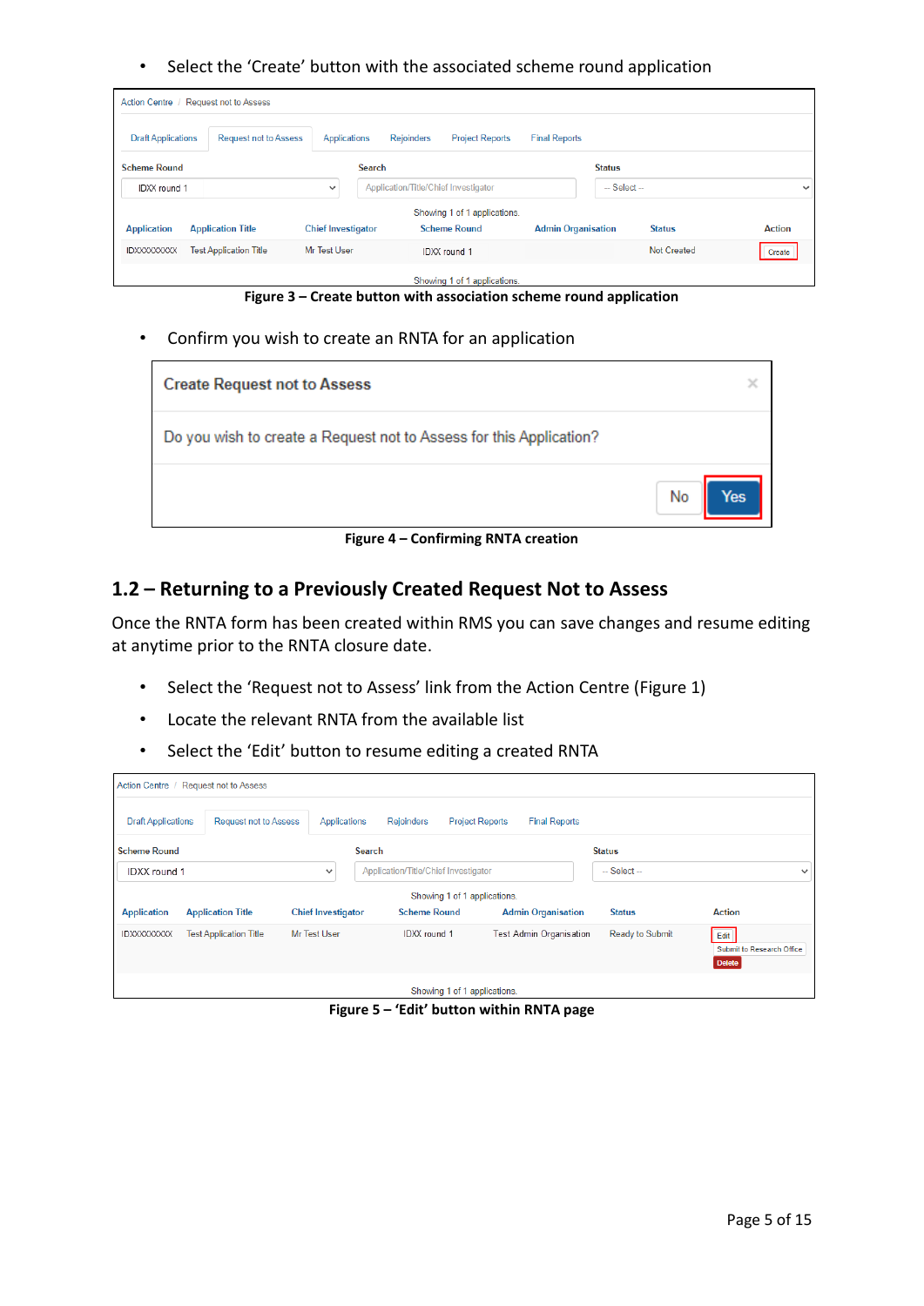- Select the 'Create' button with the associated scheme round application

Action Centre / Request not to Assess

Draft Applications | Request not to Assess | Applications | Rejoinders | Project Reports | Final Reports

Scheme Round: IDXX round 1 | Search: Application/Title/Chief Investigator | Status: -- Select --

Showing 1 of 1 applications.

| Application | Application Title | Chief Investigator | Scheme Round | Admin Organisation | Status | Action |
|---|---|---|---|---|---|---|
| IDXXXXXXXXX | Test Application Title | Mr Test User | IDXX round 1 | | Not Created | Create |

Showing 1 of 1 applications.

**Figure 3 – Create button with association scheme round application**

- Confirm you wish to create an RNTA for an application

**Create Request not to Assess**

Do you wish to create a Request not to Assess for this Application?

No | Yes

**Figure 4 – Confirming RNTA creation**

## 1.2 – Returning to a Previously Created Request Not to Assess

Once the RNTA form has been created within RMS you can save changes and resume editing at anytime prior to the RNTA closure date.

- Select the 'Request not to Assess' link from the Action Centre (Figure 1)
- Locate the relevant RNTA from the available list
- Select the 'Edit' button to resume editing a created RNTA

Action Centre / Request not to Assess

Draft Applications | Request not to Assess | Applications | Rejoinders | Project Reports | Final Reports

Scheme Round: IDXX round 1 | Search: Application/Title/Chief Investigator | Status: -- Select --

Showing 1 of 1 applications.

| Application | Application Title | Chief Investigator | Scheme Round | Admin Organisation | Status | Action |
|---|---|---|---|---|---|---|
| IDXXXXXXXXX | Test Application Title | Mr Test User | IDXX round 1 | Test Admin Organisation | Ready to Submit | Edit / Submit to Research Office / Delete |

Showing 1 of 1 applications.

**Figure 5 – 'Edit' button within RNTA page**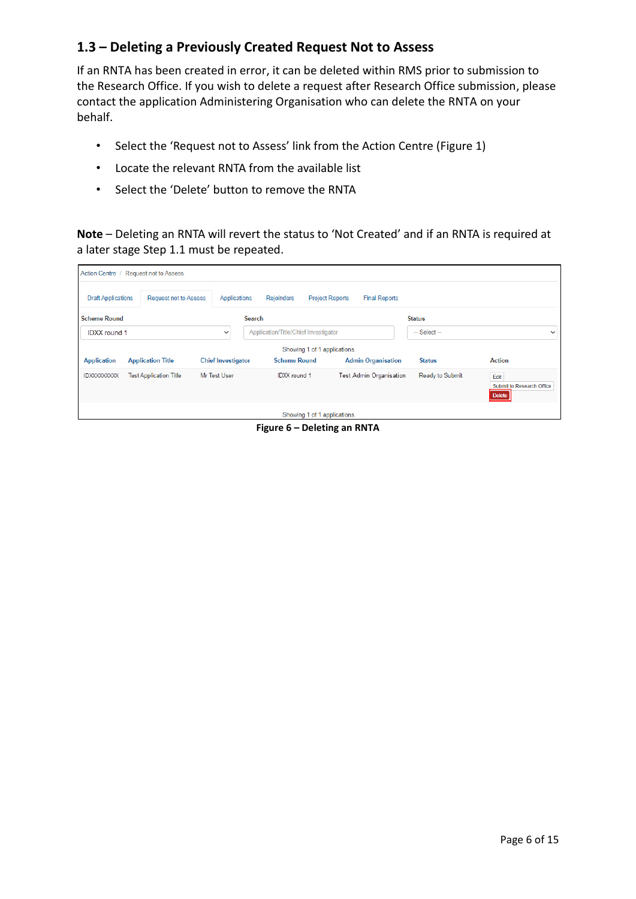## 1.3 – Deleting a Previously Created Request Not to Assess

If an RNTA has been created in error, it can be deleted within RMS prior to submission to the Research Office. If you wish to delete a request after Research Office submission, please contact the application Administering Organisation who can delete the RNTA on your behalf.

- Select the 'Request not to Assess' link from the Action Centre (Figure 1)
- Locate the relevant RNTA from the available list
- Select the 'Delete' button to remove the RNTA

**Note** – Deleting an RNTA will revert the status to 'Not Created' and if an RNTA is required at a later stage Step 1.1 must be repeated.

Action Centre / Request not to Assess

Draft Applications | Request not to Assess | Applications | Rejoinders | Project Reports | Final Reports

Scheme Round: IDXX round 1 | Search: Application/Title/Chief Investigator | Status: -- Select --

Showing 1 of 1 applications.

| Application | Application Title | Chief Investigator | Scheme Round | Admin Organisation | Status | Action |
|---|---|---|---|---|---|---|
| IDXXXXXXXX | Test Application Title | Mr Test User | IDXX round 1 | Test Admin Organisation | Ready to Submit | Edit<br>Submit to Research Office<br>Delete |

Showing 1 of 1 applications.

**Figure 6 – Deleting an RNTA**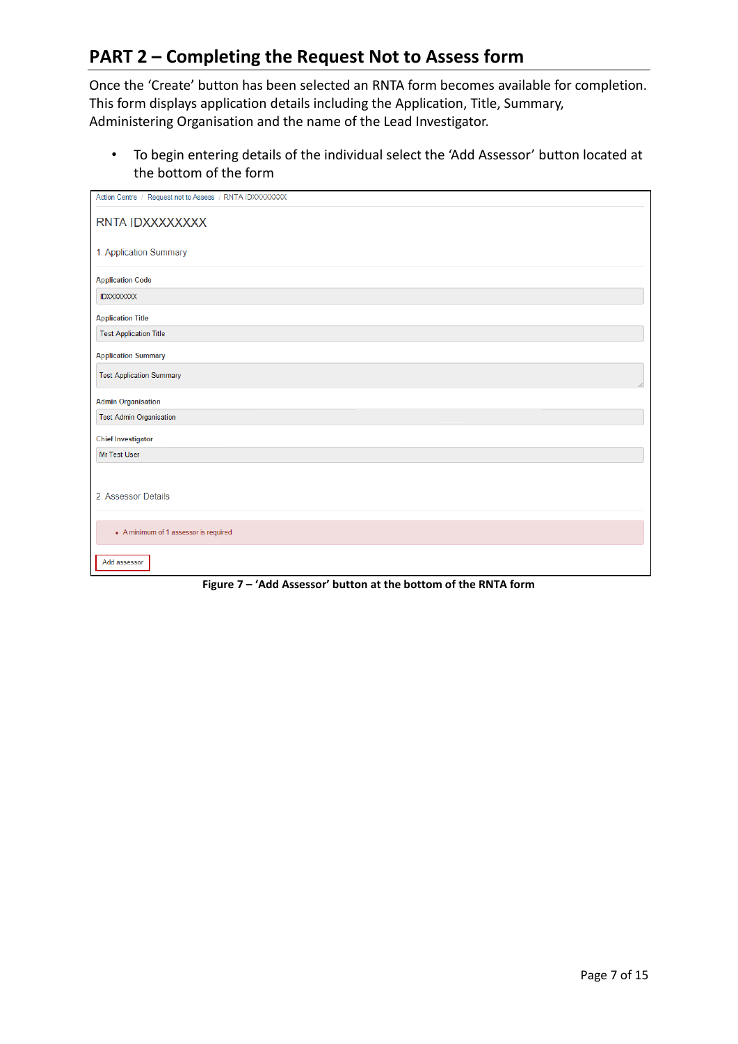## PART 2 – Completing the Request Not to Assess form

Once the ‘Create’ button has been selected an RNTA form becomes available for completion. This form displays application details including the Application, Title, Summary, Administering Organisation and the name of the Lead Investigator.

- To begin entering details of the individual select the ‘Add Assessor’ button located at the bottom of the form

Action Centre / Request not to Assess / RNTA IDXXXXXXXX

RNTA IDXXXXXXXX

1. Application Summary

Application Code

IDXXXXXXXX

Application Title

Test Application Title

Application Summary

Test Application Summary

Admin Organisation

Test Admin Organisation

Chief Investigator

Mr Test User

2. Assessor Details

- A minimum of 1 assessor is required

Add assessor

**Figure 7 – ‘Add Assessor’ button at the bottom of the RNTA form**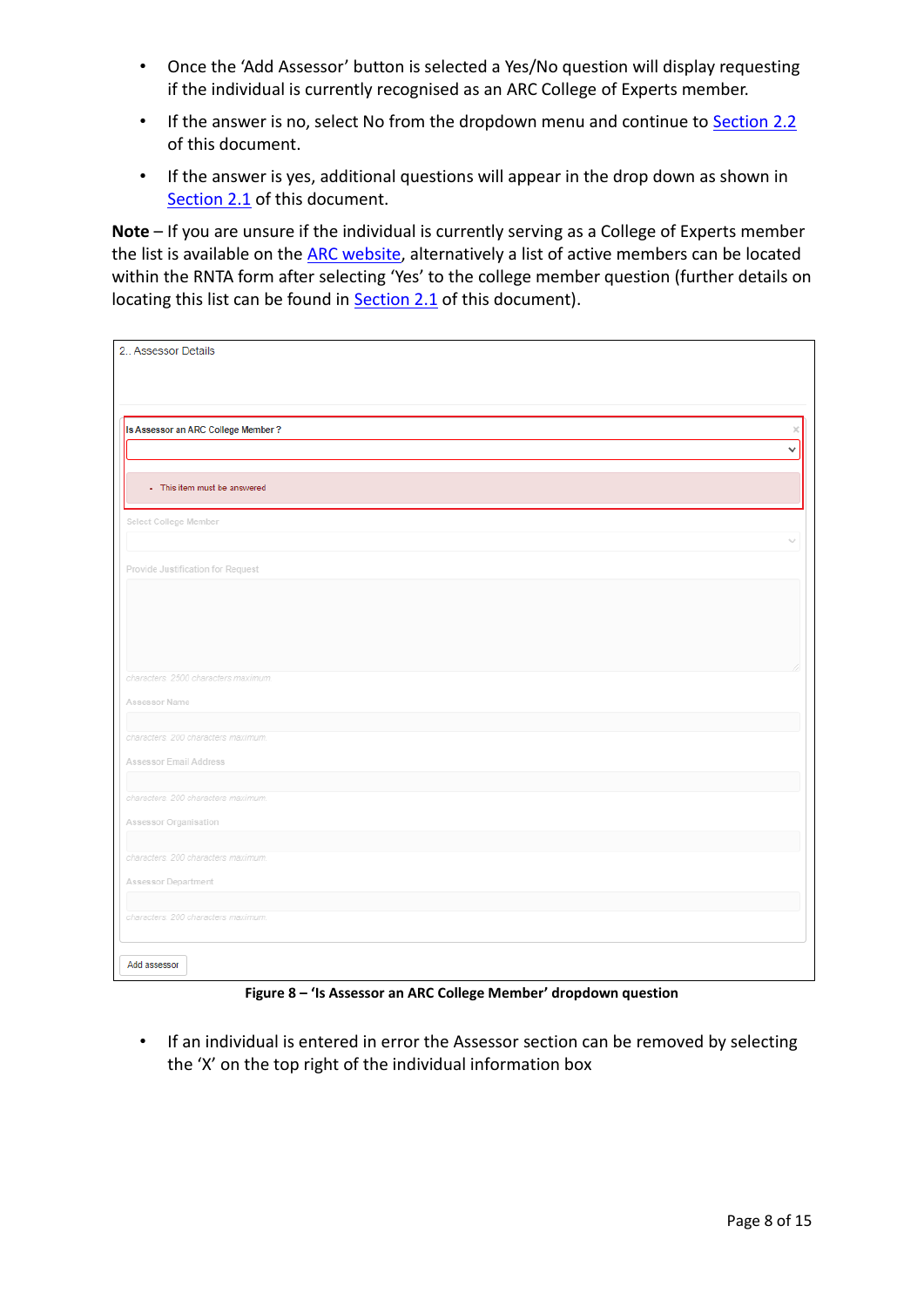- Once the 'Add Assessor' button is selected a Yes/No question will display requesting if the individual is currently recognised as an ARC College of Experts member.
- If the answer is no, select No from the dropdown menu and continue to Section 2.2 of this document.
- If the answer is yes, additional questions will appear in the drop down as shown in Section 2.1 of this document.

**Note** – If you are unsure if the individual is currently serving as a College of Experts member the list is available on the ARC website, alternatively a list of active members can be located within the RNTA form after selecting 'Yes' to the college member question (further details on locating this list can be found in Section 2.1 of this document).

2.. Assessor Details

Is Assessor an ARC College Member ?

- This item must be answered

Select College Member

Provide Justification for Request

characters 2500 characters maximum

Assessor Name

characters 200 characters maximum

Assessor Email Address

characters 200 characters maximum

Assessor Organisation

characters 200 characters maximum

Assessor Department

characters 200 characters maximum

Add assessor

**Figure 8 – 'Is Assessor an ARC College Member' dropdown question**

- If an individual is entered in error the Assessor section can be removed by selecting the 'X' on the top right of the individual information box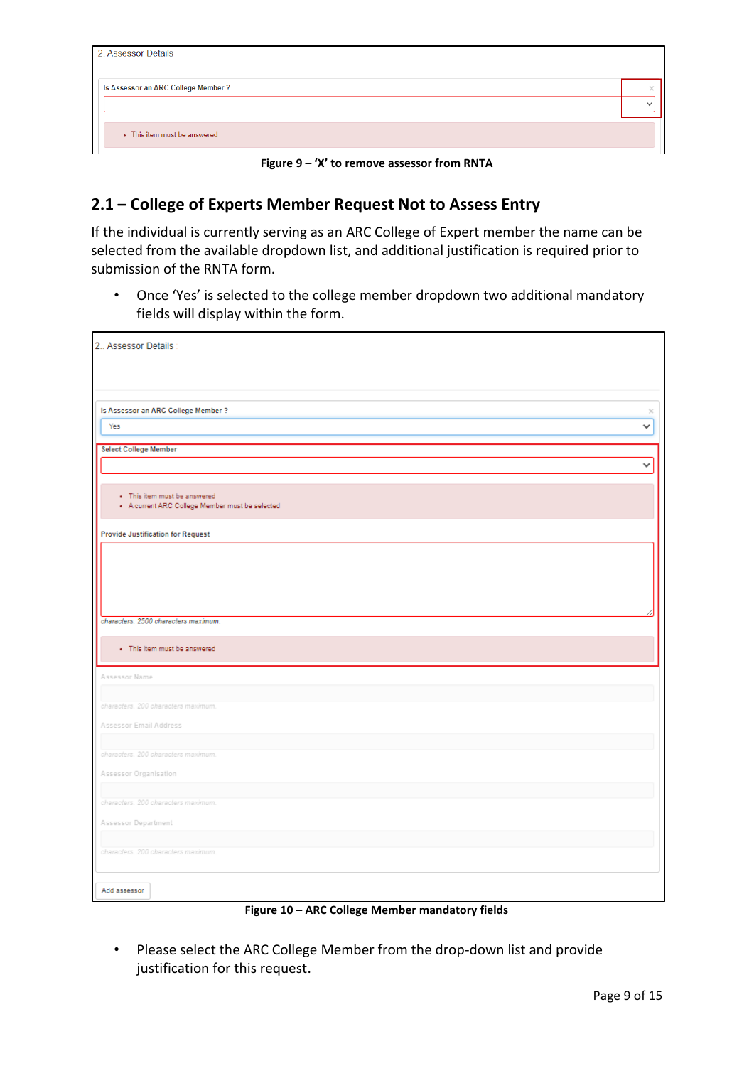2. Assessor Details

Is Assessor an ARC College Member ?

- This item must be answered

**Figure 9 – 'X' to remove assessor from RNTA**

## 2.1 – College of Experts Member Request Not to Assess Entry

If the individual is currently serving as an ARC College of Expert member the name can be selected from the available dropdown list, and additional justification is required prior to submission of the RNTA form.

- Once 'Yes' is selected to the college member dropdown two additional mandatory fields will display within the form.

2. Assessor Details

Is Assessor an ARC College Member ?

Yes

Select College Member

- This item must be answered
- A current ARC College Member must be selected

Provide Justification for Request

characters. 2500 characters maximum.

- This item must be answered

Assessor Name

characters. 200 characters maximum

Assessor Email Address

characters. 200 characters maximum

Assessor Organisation

characters. 200 characters maximum

Assessor Department

characters. 200 characters maximum

Add assessor

**Figure 10 – ARC College Member mandatory fields**

- Please select the ARC College Member from the drop-down list and provide justification for this request.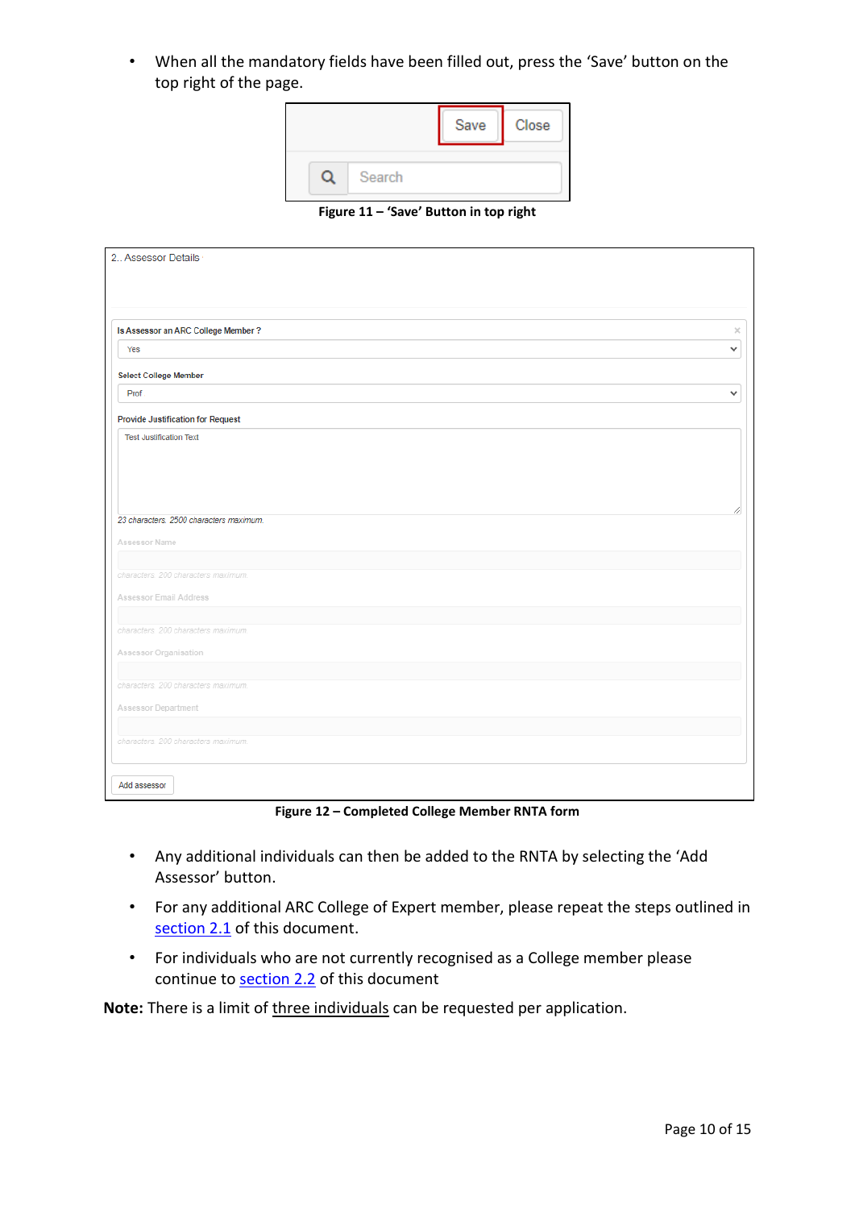- When all the mandatory fields have been filled out, press the 'Save' button on the top right of the page.

Figure 11 – 'Save' Button in top right

Figure 12 – Completed College Member RNTA form

- Any additional individuals can then be added to the RNTA by selecting the 'Add Assessor' button.
- For any additional ARC College of Expert member, please repeat the steps outlined in section 2.1 of this document.
- For individuals who are not currently recognised as a College member please continue to section 2.2 of this document

**Note:** There is a limit of three individuals can be requested per application.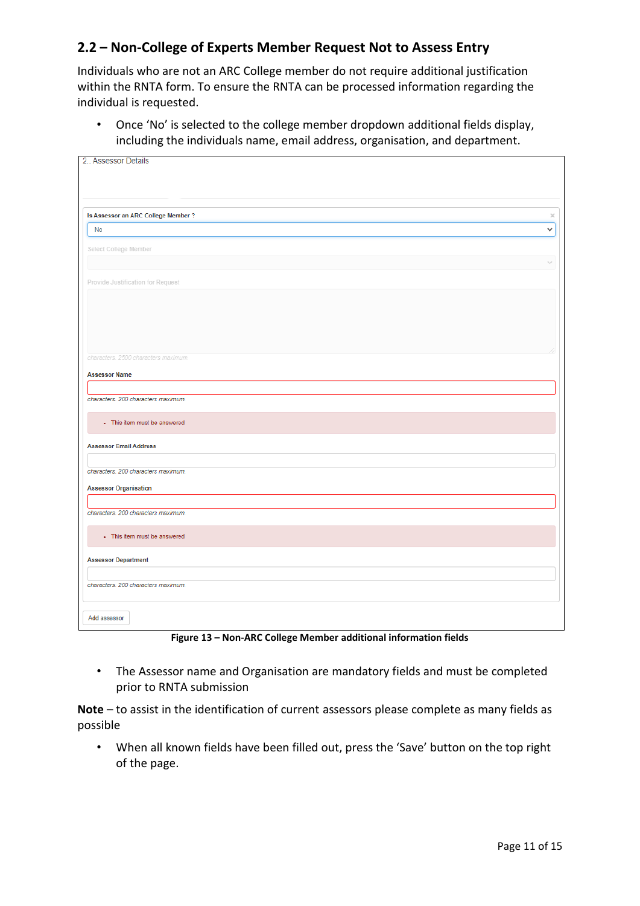## 2.2 – Non-College of Experts Member Request Not to Assess Entry

Individuals who are not an ARC College member do not require additional justification within the RNTA form. To ensure the RNTA can be processed information regarding the individual is requested.

- Once 'No' is selected to the college member dropdown additional fields display, including the individuals name, email address, organisation, and department.

2. Assessor Details

Is Assessor an ARC College Member ?

No

Select College Member

Provide Justification for Request

characters. 2500 characters maximum.

Assessor Name

characters. 200 characters maximum.

- This item must be answered

Assessor Email Address

characters. 200 characters maximum.

Assessor Organisation

characters. 200 characters maximum.

- This item must be answered

Assessor Department

characters. 200 characters maximum.

Add assessor

**Figure 13 – Non-ARC College Member additional information fields**

- The Assessor name and Organisation are mandatory fields and must be completed prior to RNTA submission

**Note** – to assist in the identification of current assessors please complete as many fields as possible

- When all known fields have been filled out, press the 'Save' button on the top right of the page.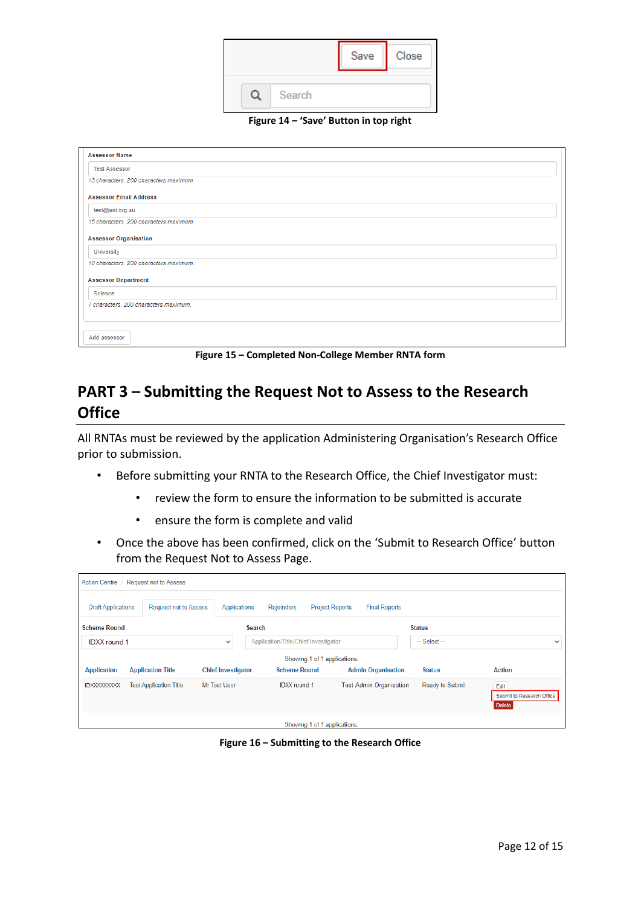Figure 14 – 'Save' Button in top right

Figure 15 – Completed Non-College Member RNTA form

## PART 3 – Submitting the Request Not to Assess to the Research Office

All RNTAs must be reviewed by the application Administering Organisation's Research Office prior to submission.

- Before submitting your RNTA to the Research Office, the Chief Investigator must:
  - review the form to ensure the information to be submitted is accurate
  - ensure the form is complete and valid
- Once the above has been confirmed, click on the 'Submit to Research Office' button from the Request Not to Assess Page.

Figure 16 – Submitting to the Research Office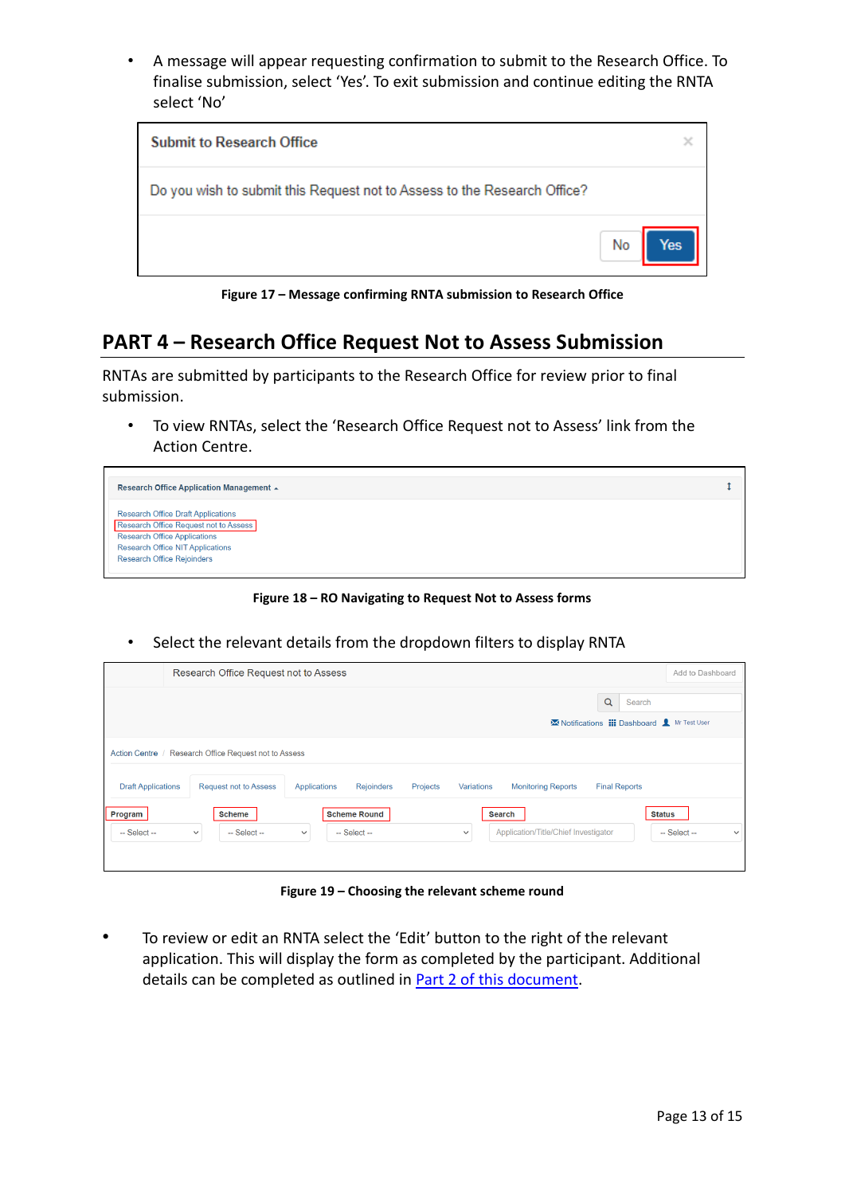- A message will appear requesting confirmation to submit to the Research Office. To finalise submission, select 'Yes'. To exit submission and continue editing the RNTA select 'No'

**Figure 17 – Message confirming RNTA submission to Research Office**

## PART 4 – Research Office Request Not to Assess Submission

RNTAs are submitted by participants to the Research Office for review prior to final submission.

- To view RNTAs, select the 'Research Office Request not to Assess' link from the Action Centre.

**Figure 18 – RO Navigating to Request Not to Assess forms**

- Select the relevant details from the dropdown filters to display RNTA

**Figure 19 – Choosing the relevant scheme round**

- To review or edit an RNTA select the 'Edit' button to the right of the relevant application. This will display the form as completed by the participant. Additional details can be completed as outlined in Part 2 of this document.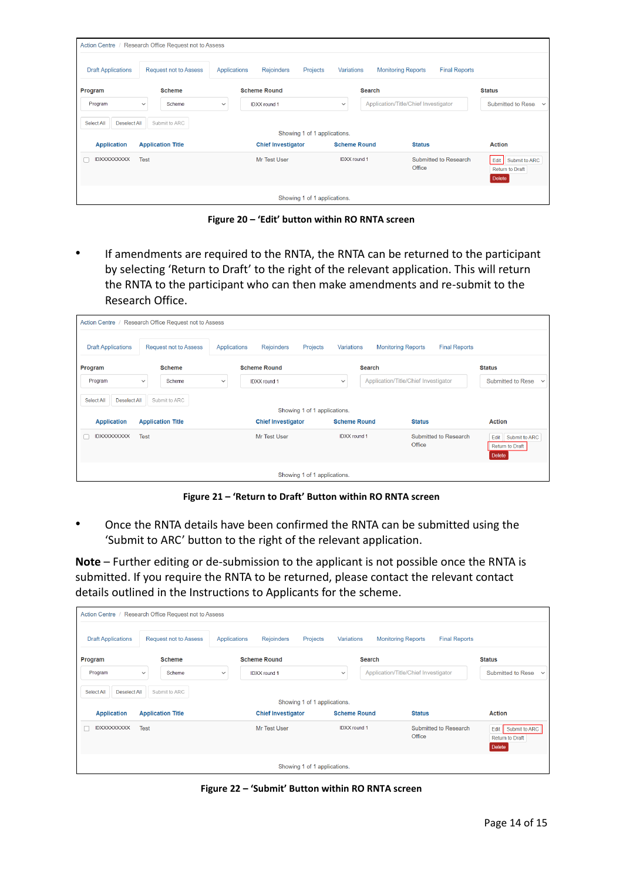Action Centre / Research Office Request not to Assess

Draft Applications | Request not to Assess | Applications | Rejoinders | Projects | Variations | Monitoring Reports | Final Reports

| Program | Scheme | Scheme Round | Search | Status |
|---|---|---|---|---|
| Program | Scheme | IDXX round 1 | Application/Title/Chief Investigator | Submitted to Rese |

Select All | Deselect All | Submit to ARC

Showing 1 of 1 applications.

| | Application | Application Title | Chief Investigator | Scheme Round | Status | Action |
|---|---|---|---|---|---|---|
| ☐ | IDXXXXXXXXX | Test | Mr Test User | IDXX round 1 | Submitted to Research Office | Edit, Submit to ARC, Return to Draft, Delete |

Showing 1 of 1 applications.

**Figure 20 – 'Edit' button within RO RNTA screen**

- If amendments are required to the RNTA, the RNTA can be returned to the participant by selecting 'Return to Draft' to the right of the relevant application. This will return the RNTA to the participant who can then make amendments and re-submit to the Research Office.

Action Centre / Research Office Request not to Assess

Draft Applications | Request not to Assess | Applications | Rejoinders | Projects | Variations | Monitoring Reports | Final Reports

| Program | Scheme | Scheme Round | Search | Status |
|---|---|---|---|---|
| Program | Scheme | IDXX round 1 | Application/Title/Chief Investigator | Submitted to Rese |

Select All | Deselect All | Submit to ARC

Showing 1 of 1 applications.

| | Application | Application Title | Chief Investigator | Scheme Round | Status | Action |
|---|---|---|---|---|---|---|
| ☐ | IDXXXXXXXXX | Test | Mr Test User | IDXX round 1 | Submitted to Research Office | Edit, Submit to ARC, Return to Draft, Delete |

Showing 1 of 1 applications.

**Figure 21 – 'Return to Draft' Button within RO RNTA screen**

- Once the RNTA details have been confirmed the RNTA can be submitted using the 'Submit to ARC' button to the right of the relevant application.

**Note** – Further editing or de-submission to the applicant is not possible once the RNTA is submitted. If you require the RNTA to be returned, please contact the relevant contact details outlined in the Instructions to Applicants for the scheme.

Action Centre / Research Office Request not to Assess

Draft Applications | Request not to Assess | Applications | Rejoinders | Projects | Variations | Monitoring Reports | Final Reports

| Program | Scheme | Scheme Round | Search | Status |
|---|---|---|---|---|
| Program | Scheme | IDXX round 1 | Application/Title/Chief Investigator | Submitted to Rese |

Select All | Deselect All | Submit to ARC

Showing 1 of 1 applications.

| | Application | Application Title | Chief Investigator | Scheme Round | Status | Action |
|---|---|---|---|---|---|---|
| ☐ | IDXXXXXXXXX | Test | Mr Test User | IDXX round 1 | Submitted to Research Office | Edit, Submit to ARC, Return to Draft, Delete |

Showing 1 of 1 applications.

**Figure 22 – 'Submit' Button within RO RNTA screen**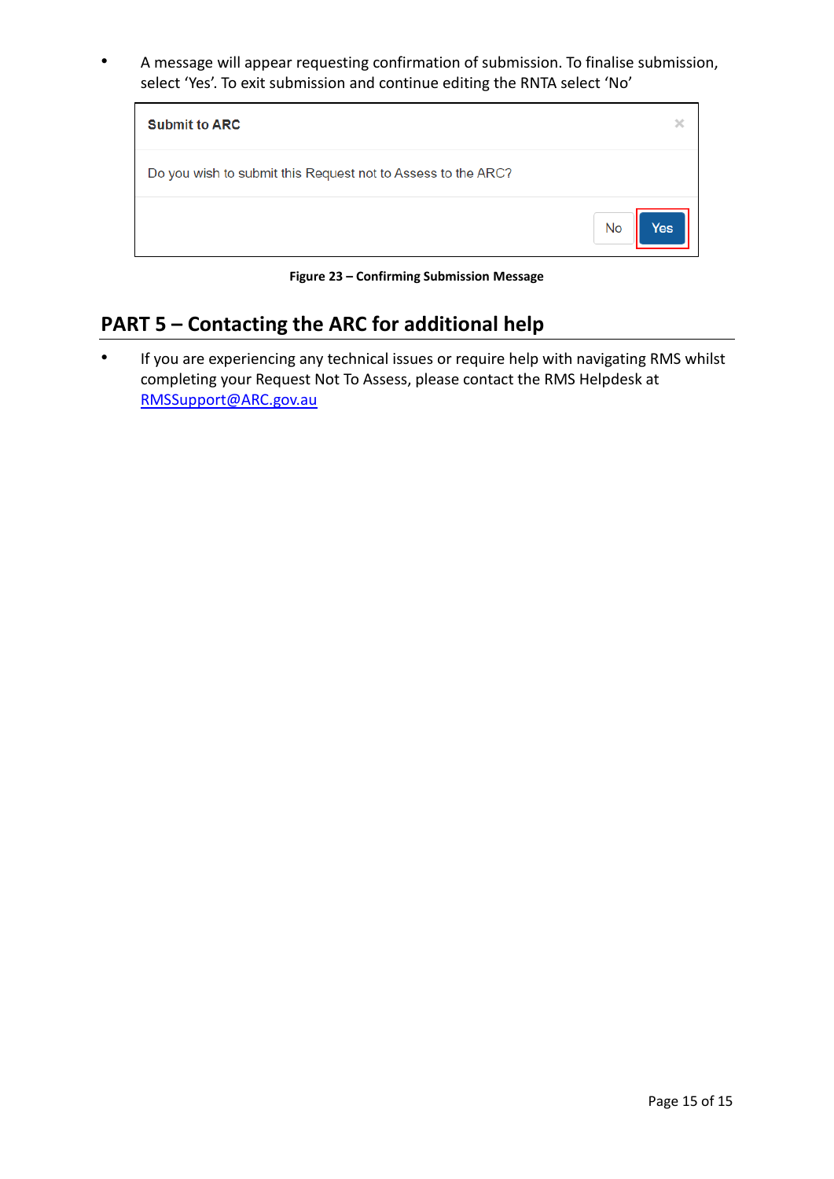- A message will appear requesting confirmation of submission. To finalise submission, select 'Yes'. To exit submission and continue editing the RNTA select 'No'

Submit to ARC

Do you wish to submit this Request not to Assess to the ARC?

No Yes

**Figure 23 – Confirming Submission Message**

## PART 5 – Contacting the ARC for additional help

- If you are experiencing any technical issues or require help with navigating RMS whilst completing your Request Not To Assess, please contact the RMS Helpdesk at RMSSupport@ARC.gov.au